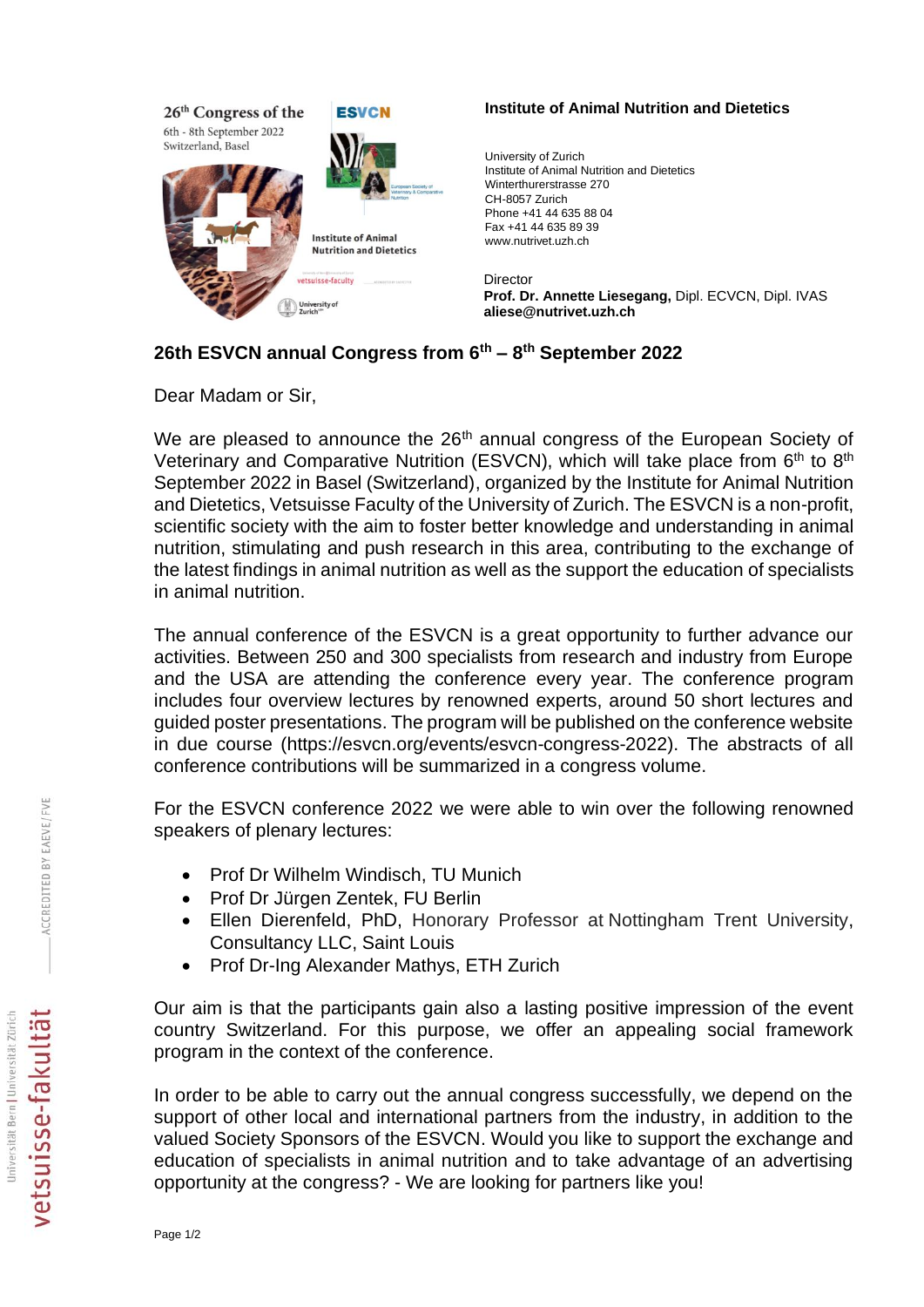26th Congress of the ESVCN
6th - 8th September 2022
Switzerland, Basel

Institute of Animal Nutrition and Dietetics

**Institute of Animal Nutrition and Dietetics**

University of Zurich
Institute of Animal Nutrition and Dietetics
Winterthurerstrasse 270
CH-8057 Zurich
Phone +41 44 635 88 04
Fax +41 44 635 89 39
www.nutrivet.uzh.ch

Director
**Prof. Dr. Annette Liesegang,** Dipl. ECVCN, Dipl. IVAS
**aliese@nutrivet.uzh.ch**

## 26th ESVCN annual Congress from 6th – 8th September 2022

Dear Madam or Sir,

We are pleased to announce the 26th annual congress of the European Society of Veterinary and Comparative Nutrition (ESVCN), which will take place from 6th to 8th September 2022 in Basel (Switzerland), organized by the Institute for Animal Nutrition and Dietetics, Vetsuisse Faculty of the University of Zurich. The ESVCN is a non-profit, scientific society with the aim to foster better knowledge and understanding in animal nutrition, stimulating and push research in this area, contributing to the exchange of the latest findings in animal nutrition as well as the support the education of specialists in animal nutrition.

The annual conference of the ESVCN is a great opportunity to further advance our activities. Between 250 and 300 specialists from research and industry from Europe and the USA are attending the conference every year. The conference program includes four overview lectures by renowned experts, around 50 short lectures and guided poster presentations. The program will be published on the conference website in due course (https://esvcn.org/events/esvcn-congress-2022). The abstracts of all conference contributions will be summarized in a congress volume.

For the ESVCN conference 2022 we were able to win over the following renowned speakers of plenary lectures:

- Prof Dr Wilhelm Windisch, TU Munich
- Prof Dr Jürgen Zentek, FU Berlin
- Ellen Dierenfeld, PhD, Honorary Professor at Nottingham Trent University, Consultancy LLC, Saint Louis
- Prof Dr-Ing Alexander Mathys, ETH Zurich

Our aim is that the participants gain also a lasting positive impression of the event country Switzerland. For this purpose, we offer an appealing social framework program in the context of the conference.

In order to be able to carry out the annual congress successfully, we depend on the support of other local and international partners from the industry, in addition to the valued Society Sponsors of the ESVCN. Would you like to support the exchange and education of specialists in animal nutrition and to take advantage of an advertising opportunity at the congress? - We are looking for partners like you!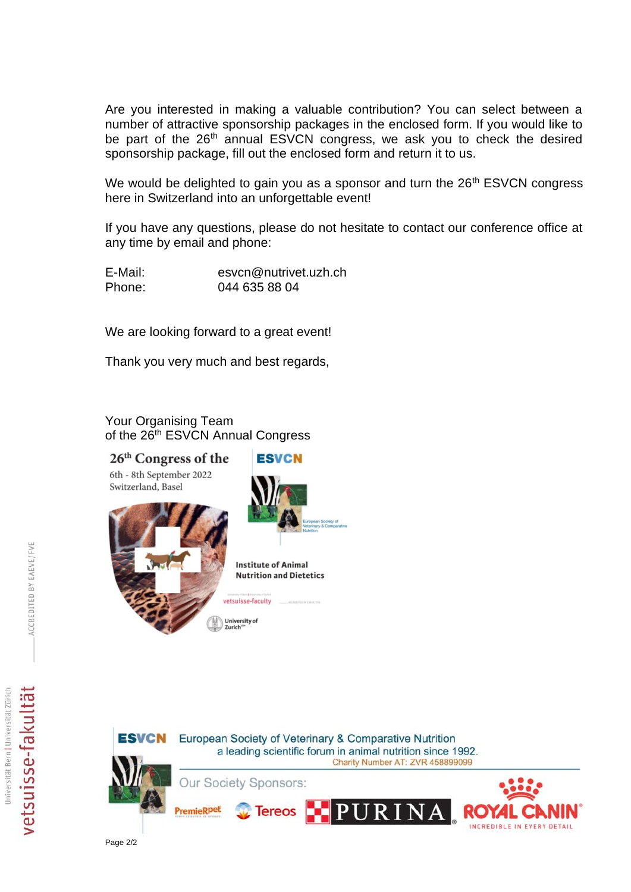Are you interested in making a valuable contribution? You can select between a number of attractive sponsorship packages in the enclosed form. If you would like to be part of the 26th annual ESVCN congress, we ask you to check the desired sponsorship package, fill out the enclosed form and return it to us.

We would be delighted to gain you as a sponsor and turn the 26th ESVCN congress here in Switzerland into an unforgettable event!

If you have any questions, please do not hesitate to contact our conference office at any time by email and phone:

| | |
|---|---|
| E-Mail: | esvcn@nutrivet.uzh.ch |
| Phone: | 044 635 88 04 |

We are looking forward to a great event!

Thank you very much and best regards,

Your Organising Team
of the 26th ESVCN Annual Congress

26th Congress of the ESVCN
6th - 8th September 2022
Switzerland, Basel

Institute of Animal Nutrition and Dietetics

vetsuisse-faculty

University of Zurich

ESVCN European Society of Veterinary & Comparative Nutrition
a leading scientific forum in animal nutrition since 1992.
Charity Number AT: ZVR 458899099

Our Society Sponsors:

PremieRpet Tereos PURINA ROYAL CANIN INCREDIBLE IN EVERY DETAIL